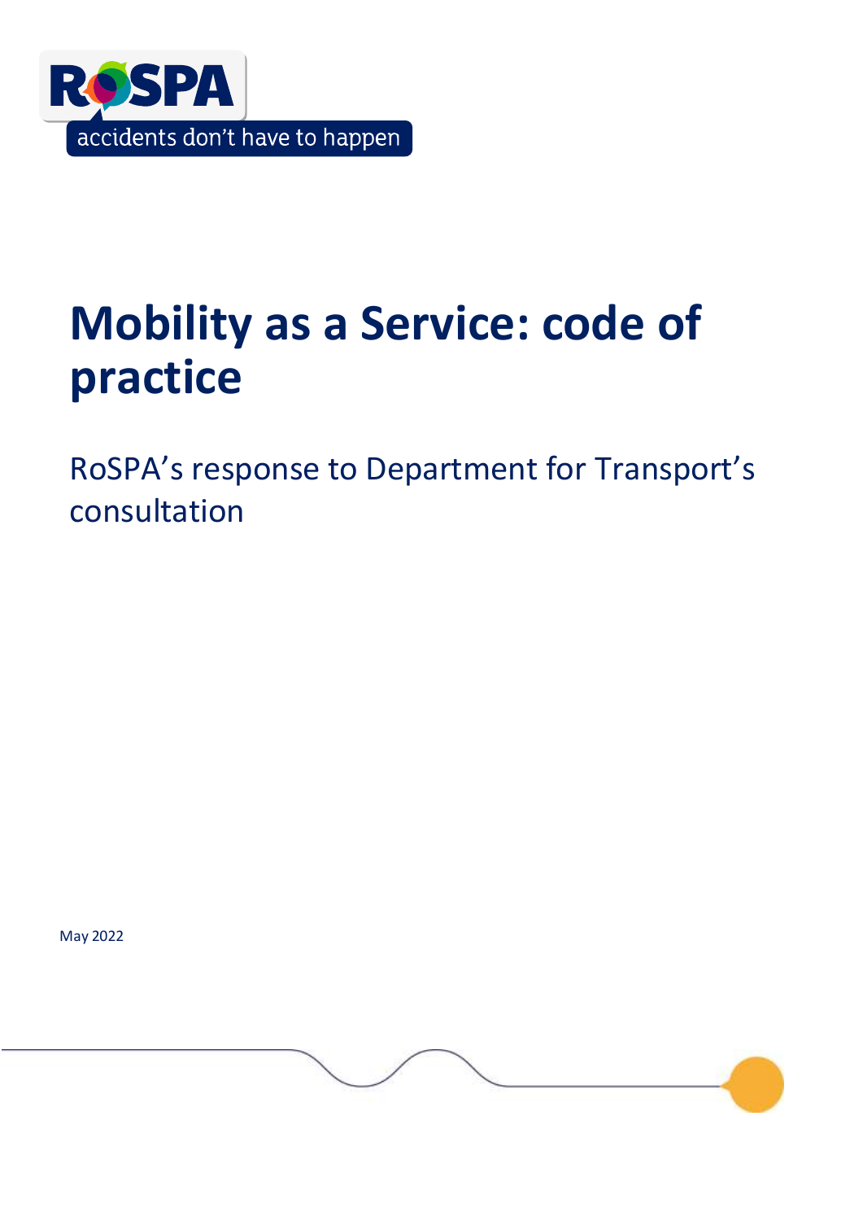RoSPA

accidents don't have to happen

# Mobility as a Service: code of practice

RoSPA's response to Department for Transport's consultation

May 2022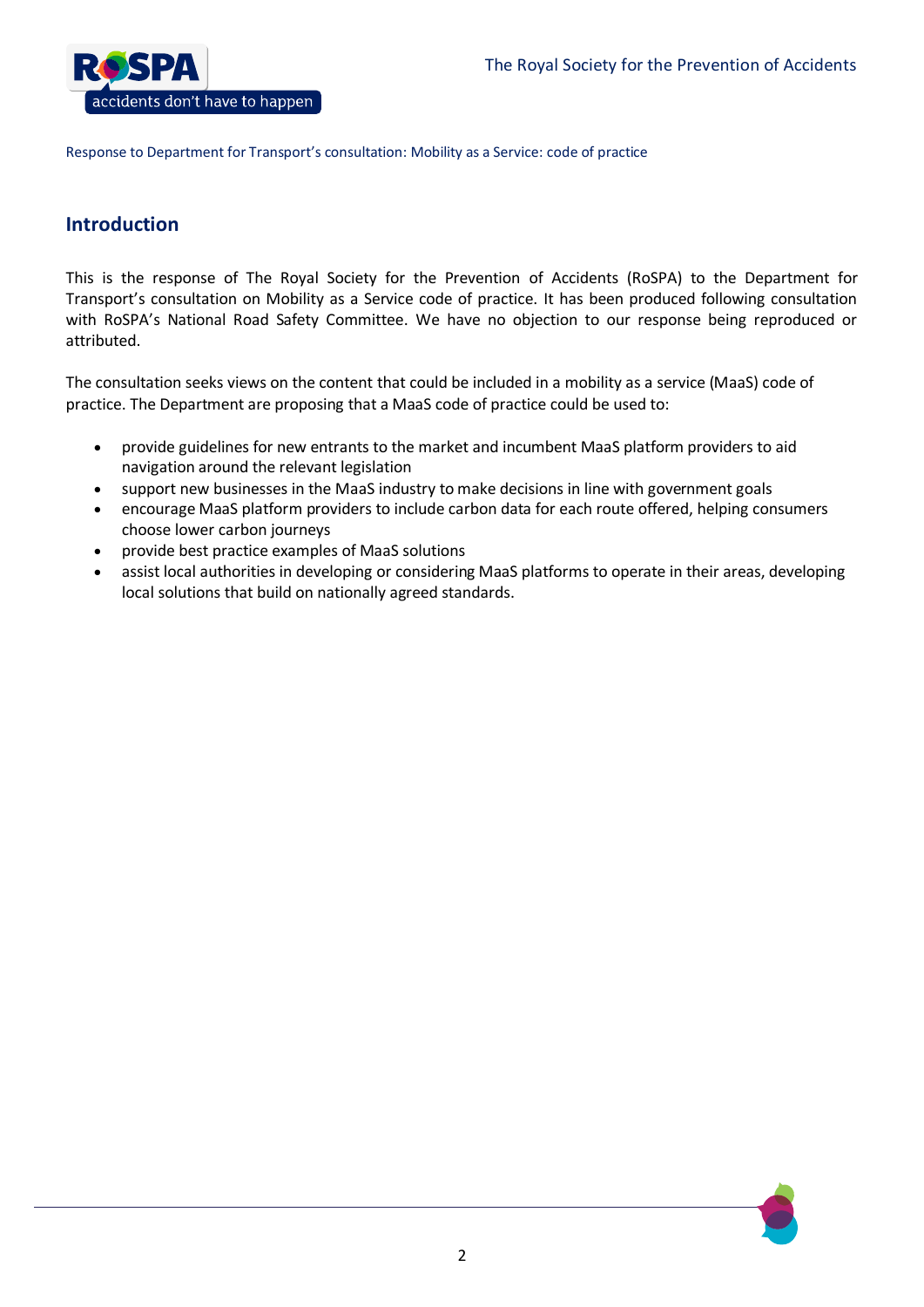Response to Department for Transport's consultation: Mobility as a Service: code of practice

## Introduction

This is the response of The Royal Society for the Prevention of Accidents (RoSPA) to the Department for Transport's consultation on Mobility as a Service code of practice. It has been produced following consultation with RoSPA's National Road Safety Committee. We have no objection to our response being reproduced or attributed.

The consultation seeks views on the content that could be included in a mobility as a service (MaaS) code of practice. The Department are proposing that a MaaS code of practice could be used to:

- provide guidelines for new entrants to the market and incumbent MaaS platform providers to aid navigation around the relevant legislation
- support new businesses in the MaaS industry to make decisions in line with government goals
- encourage MaaS platform providers to include carbon data for each route offered, helping consumers choose lower carbon journeys
- provide best practice examples of MaaS solutions
- assist local authorities in developing or considering MaaS platforms to operate in their areas, developing local solutions that build on nationally agreed standards.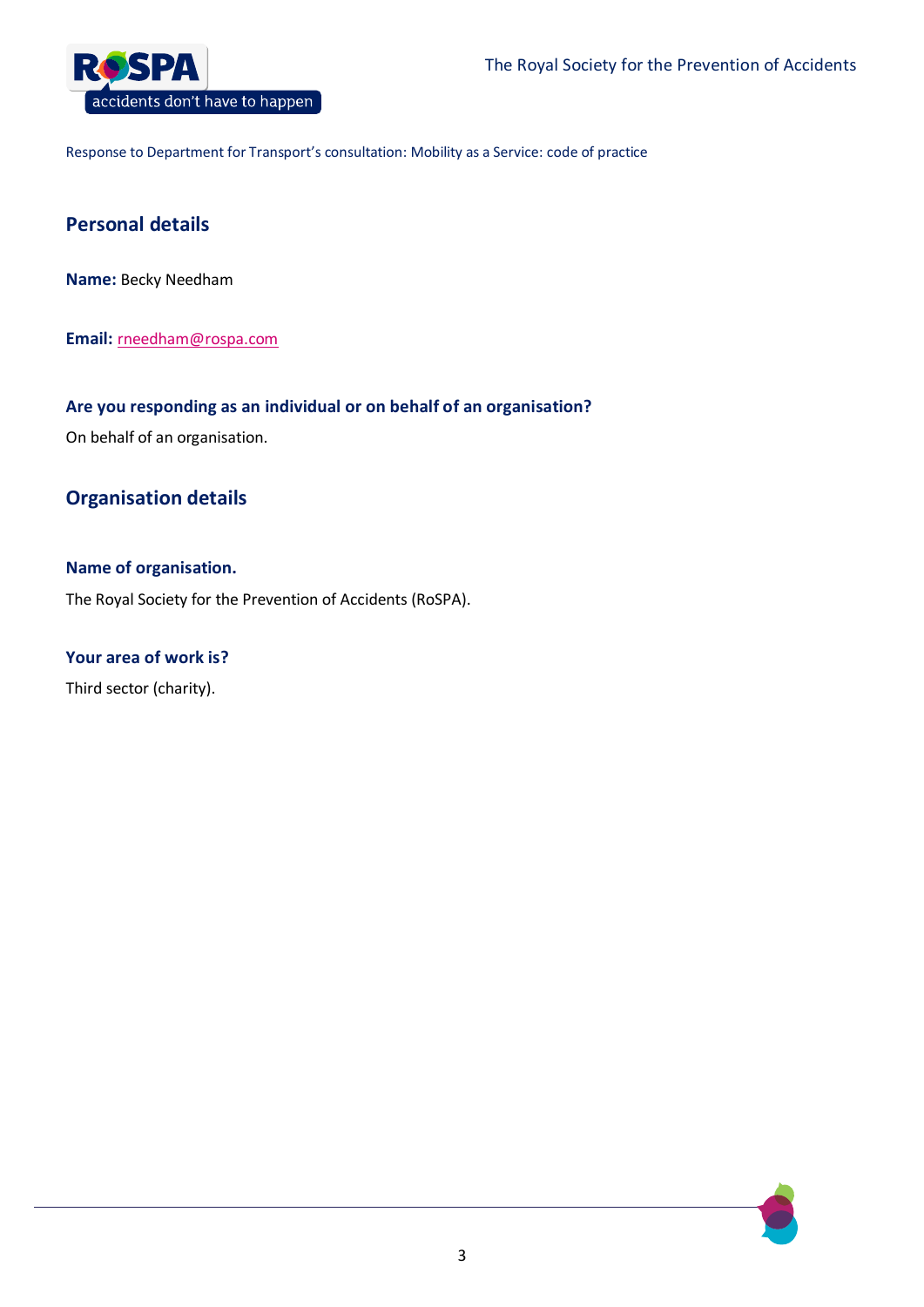Response to Department for Transport's consultation: Mobility as a Service: code of practice

## Personal details

**Name:** Becky Needham

**Email:** rneedham@rospa.com

### Are you responding as an individual or on behalf of an organisation?

On behalf of an organisation.

## Organisation details

### Name of organisation.

The Royal Society for the Prevention of Accidents (RoSPA).

### Your area of work is?

Third sector (charity).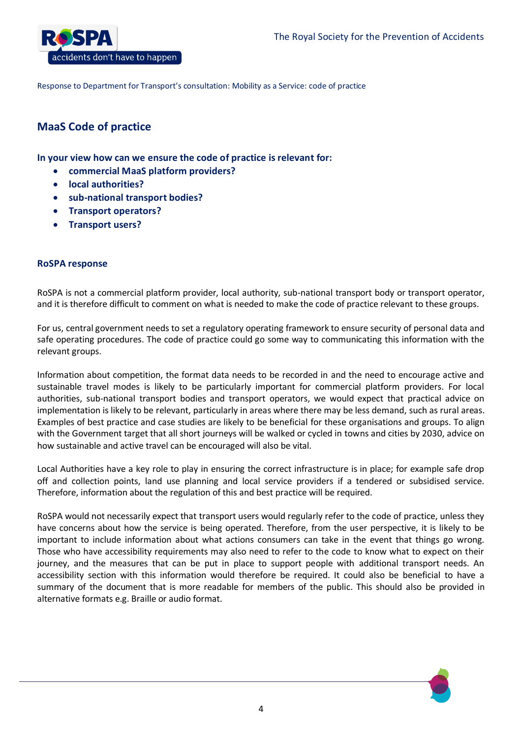Response to Department for Transport's consultation: Mobility as a Service: code of practice

## MaaS Code of practice

**In your view how can we ensure the code of practice is relevant for:**

- **commercial MaaS platform providers?**
- **local authorities?**
- **sub-national transport bodies?**
- **Transport operators?**
- **Transport users?**

### RoSPA response

RoSPA is not a commercial platform provider, local authority, sub-national transport body or transport operator, and it is therefore difficult to comment on what is needed to make the code of practice relevant to these groups.

For us, central government needs to set a regulatory operating framework to ensure security of personal data and safe operating procedures. The code of practice could go some way to communicating this information with the relevant groups.

Information about competition, the format data needs to be recorded in and the need to encourage active and sustainable travel modes is likely to be particularly important for commercial platform providers. For local authorities, sub-national transport bodies and transport operators, we would expect that practical advice on implementation is likely to be relevant, particularly in areas where there may be less demand, such as rural areas. Examples of best practice and case studies are likely to be beneficial for these organisations and groups. To align with the Government target that all short journeys will be walked or cycled in towns and cities by 2030, advice on how sustainable and active travel can be encouraged will also be vital.

Local Authorities have a key role to play in ensuring the correct infrastructure is in place; for example safe drop off and collection points, land use planning and local service providers if a tendered or subsidised service. Therefore, information about the regulation of this and best practice will be required.

RoSPA would not necessarily expect that transport users would regularly refer to the code of practice, unless they have concerns about how the service is being operated. Therefore, from the user perspective, it is likely to be important to include information about what actions consumers can take in the event that things go wrong. Those who have accessibility requirements may also need to refer to the code to know what to expect on their journey, and the measures that can be put in place to support people with additional transport needs. An accessibility section with this information would therefore be required. It could also be beneficial to have a summary of the document that is more readable for members of the public. This should also be provided in alternative formats e.g. Braille or audio format.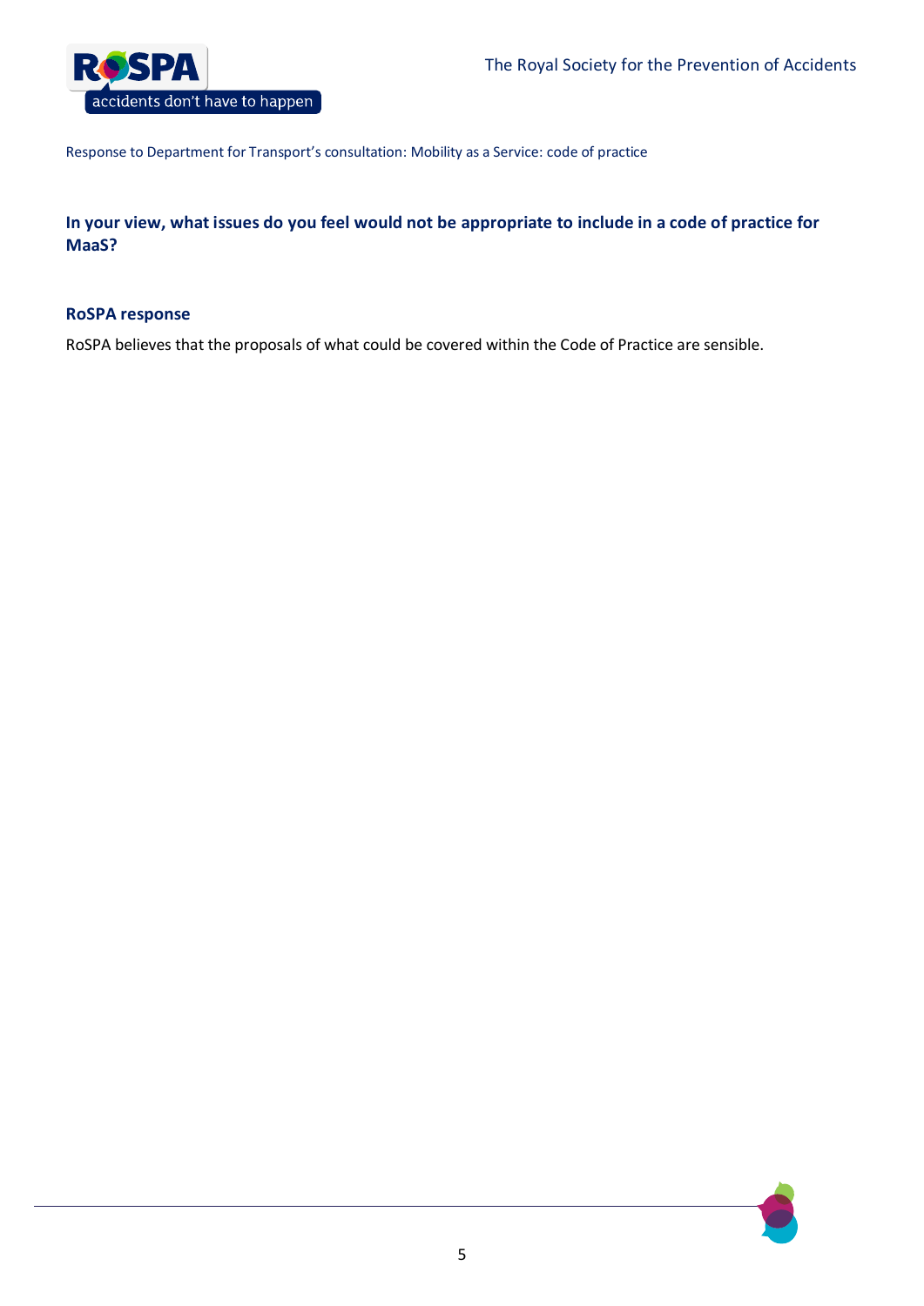**In your view, what issues do you feel would not be appropriate to include in a code of practice for MaaS?**

**RoSPA response**

RoSPA believes that the proposals of what could be covered within the Code of Practice are sensible.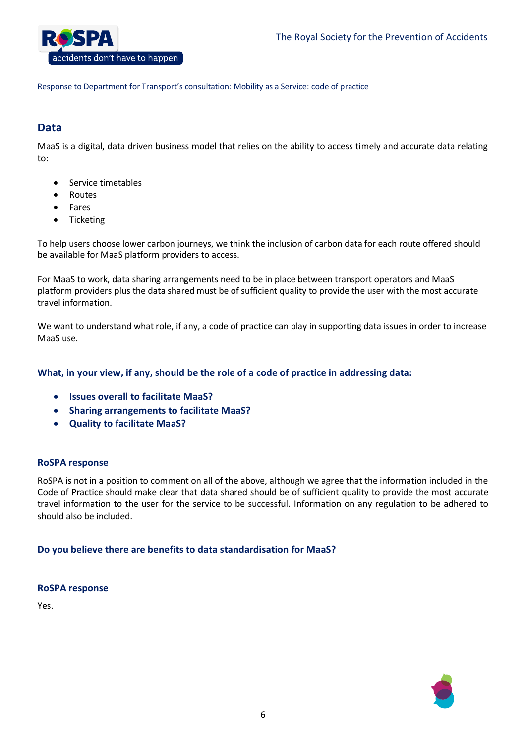## Data

MaaS is a digital, data driven business model that relies on the ability to access timely and accurate data relating to:

- Service timetables
- Routes
- Fares
- Ticketing

To help users choose lower carbon journeys, we think the inclusion of carbon data for each route offered should be available for MaaS platform providers to access.

For MaaS to work, data sharing arrangements need to be in place between transport operators and MaaS platform providers plus the data shared must be of sufficient quality to provide the user with the most accurate travel information.

We want to understand what role, if any, a code of practice can play in supporting data issues in order to increase MaaS use.

### What, in your view, if any, should be the role of a code of practice in addressing data:

- **Issues overall to facilitate MaaS?**
- **Sharing arrangements to facilitate MaaS?**
- **Quality to facilitate MaaS?**

#### RoSPA response

RoSPA is not in a position to comment on all of the above, although we agree that the information included in the Code of Practice should make clear that data shared should be of sufficient quality to provide the most accurate travel information to the user for the service to be successful. Information on any regulation to be adhered to should also be included.

### Do you believe there are benefits to data standardisation for MaaS?

#### RoSPA response

Yes.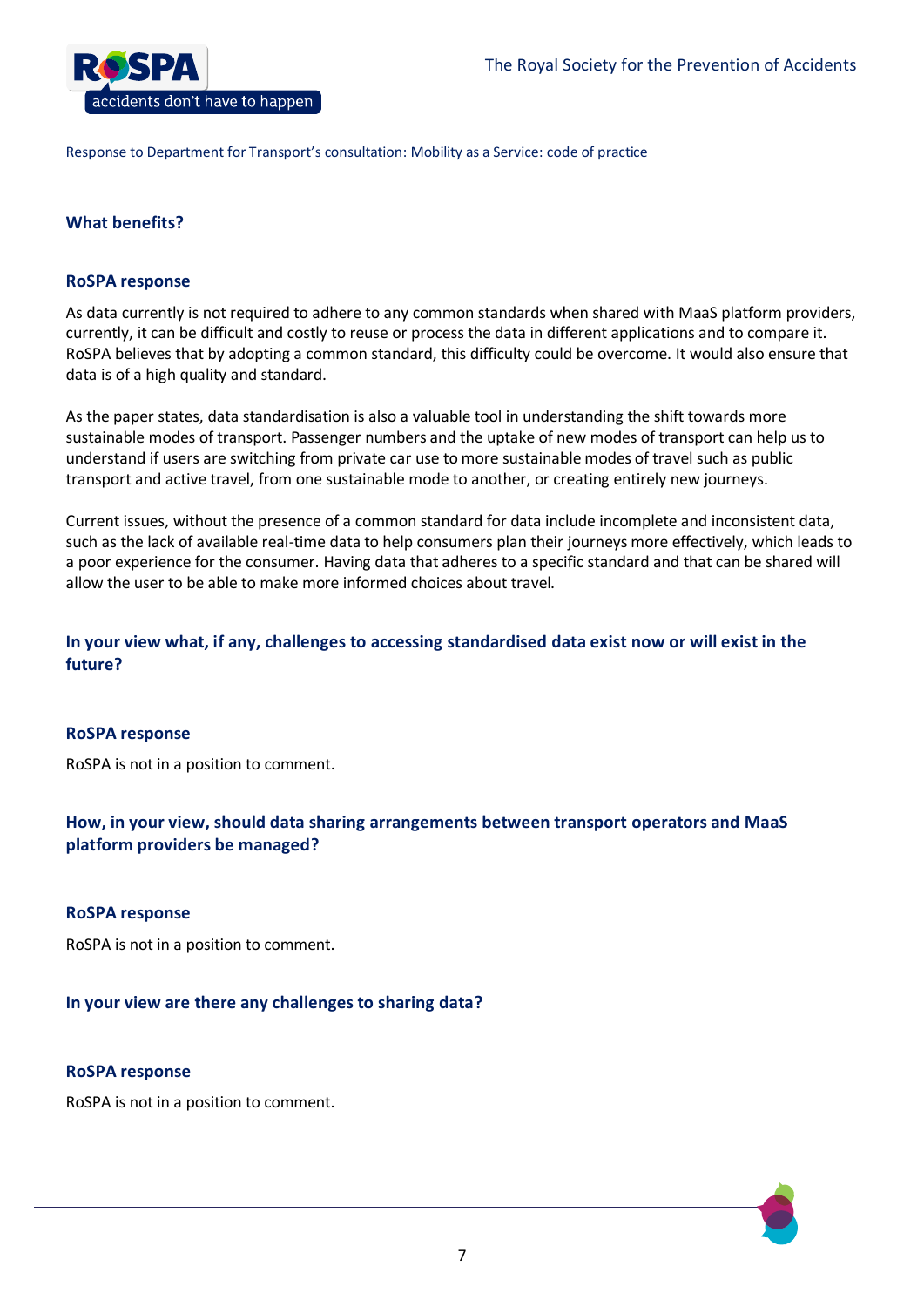### What benefits?

#### RoSPA response

As data currently is not required to adhere to any common standards when shared with MaaS platform providers, currently, it can be difficult and costly to reuse or process the data in different applications and to compare it. RoSPA believes that by adopting a common standard, this difficulty could be overcome. It would also ensure that data is of a high quality and standard.

As the paper states, data standardisation is also a valuable tool in understanding the shift towards more sustainable modes of transport. Passenger numbers and the uptake of new modes of transport can help us to understand if users are switching from private car use to more sustainable modes of travel such as public transport and active travel, from one sustainable mode to another, or creating entirely new journeys.

Current issues, without the presence of a common standard for data include incomplete and inconsistent data, such as the lack of available real-time data to help consumers plan their journeys more effectively, which leads to a poor experience for the consumer. Having data that adheres to a specific standard and that can be shared will allow the user to be able to make more informed choices about travel.

### In your view what, if any, challenges to accessing standardised data exist now or will exist in the future?

#### RoSPA response

RoSPA is not in a position to comment.

### How, in your view, should data sharing arrangements between transport operators and MaaS platform providers be managed?

#### RoSPA response

RoSPA is not in a position to comment.

### In your view are there any challenges to sharing data?

#### RoSPA response

RoSPA is not in a position to comment.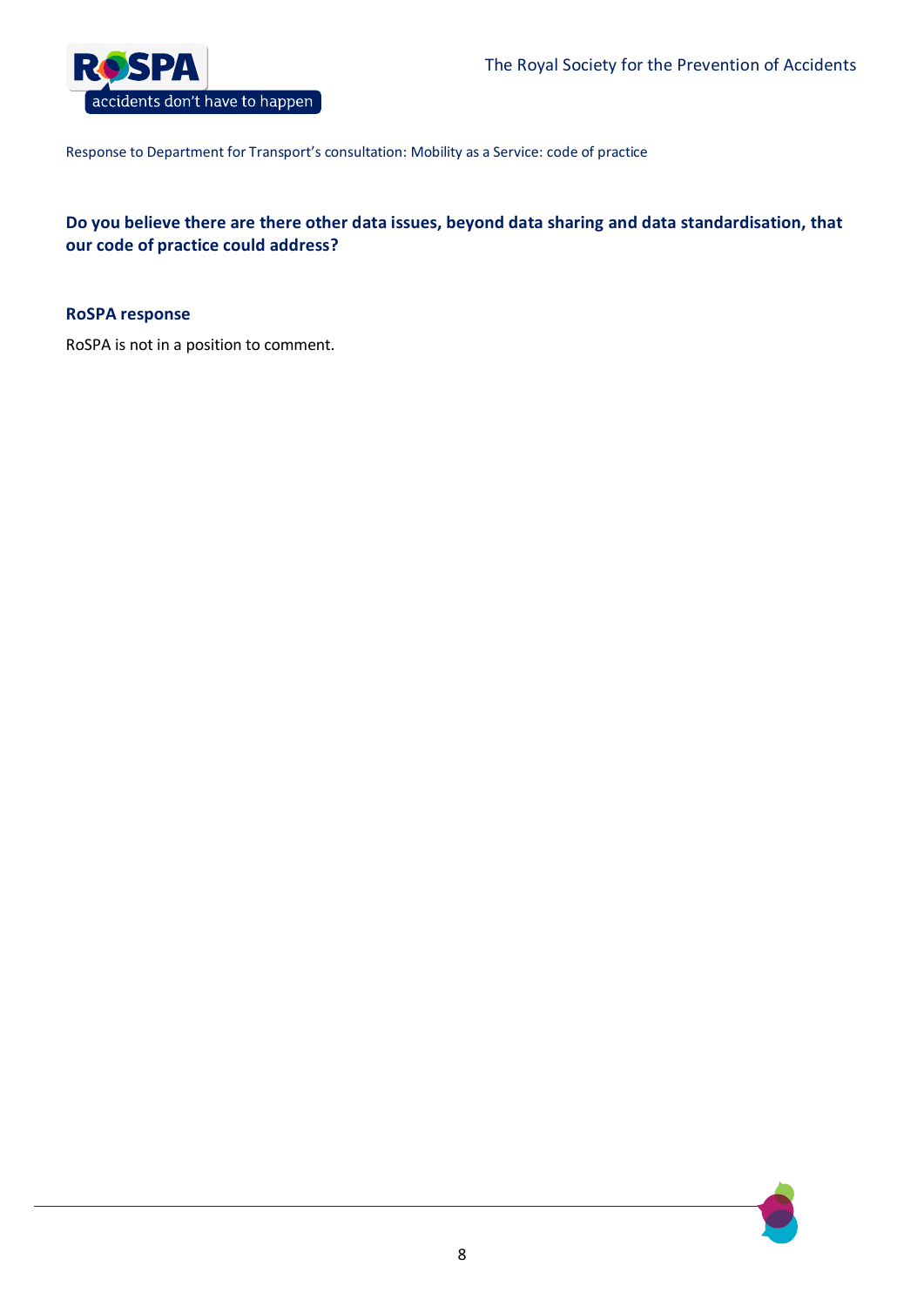**Do you believe there are there other data issues, beyond data sharing and data standardisation, that our code of practice could address?**

**RoSPA response**

RoSPA is not in a position to comment.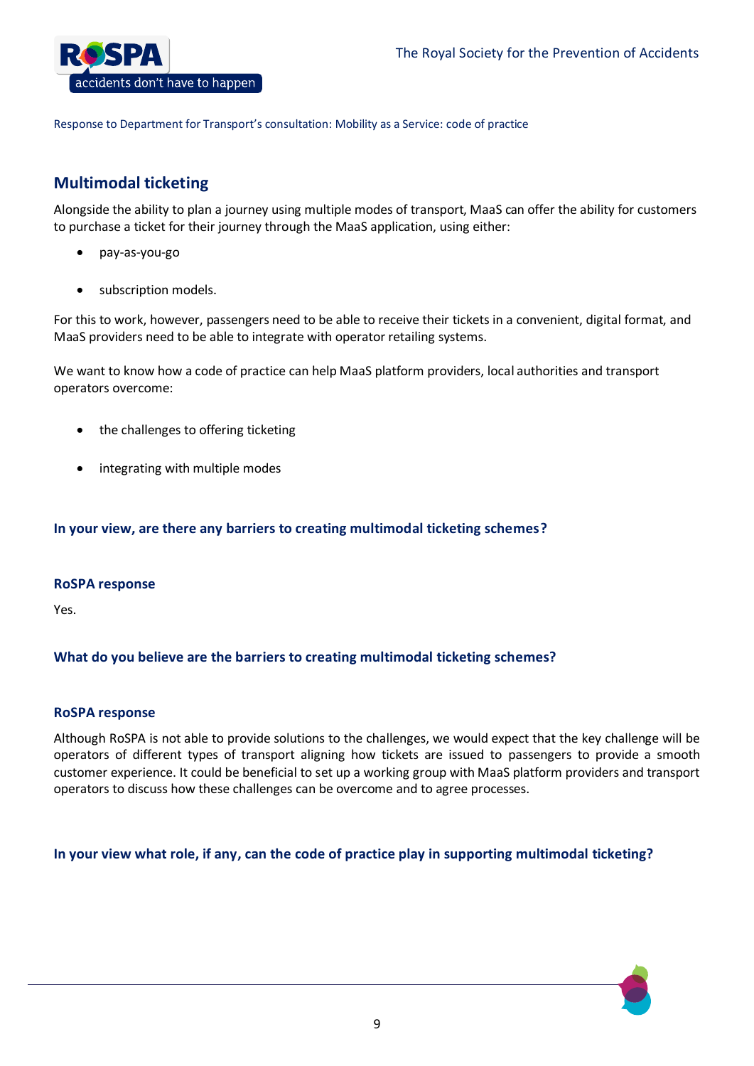## Multimodal ticketing

Alongside the ability to plan a journey using multiple modes of transport, MaaS can offer the ability for customers to purchase a ticket for their journey through the MaaS application, using either:

- pay-as-you-go
- subscription models.

For this to work, however, passengers need to be able to receive their tickets in a convenient, digital format, and MaaS providers need to be able to integrate with operator retailing systems.

We want to know how a code of practice can help MaaS platform providers, local authorities and transport operators overcome:

- the challenges to offering ticketing
- integrating with multiple modes

### In your view, are there any barriers to creating multimodal ticketing schemes?

#### RoSPA response

Yes.

### What do you believe are the barriers to creating multimodal ticketing schemes?

#### RoSPA response

Although RoSPA is not able to provide solutions to the challenges, we would expect that the key challenge will be operators of different types of transport aligning how tickets are issued to passengers to provide a smooth customer experience. It could be beneficial to set up a working group with MaaS platform providers and transport operators to discuss how these challenges can be overcome and to agree processes.

### In your view what role, if any, can the code of practice play in supporting multimodal ticketing?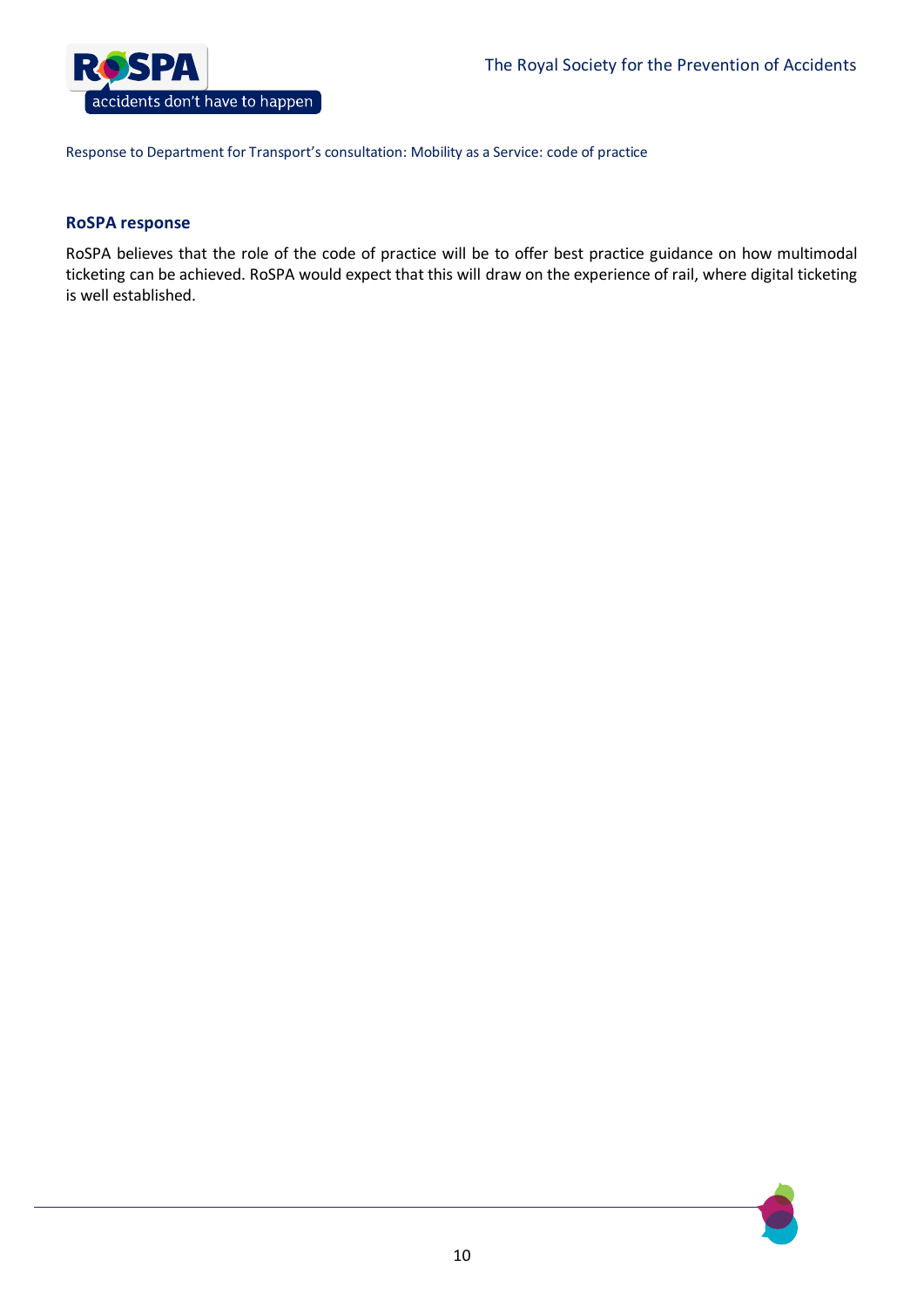**RoSPA response**

RoSPA believes that the role of the code of practice will be to offer best practice guidance on how multimodal ticketing can be achieved. RoSPA would expect that this will draw on the experience of rail, where digital ticketing is well established.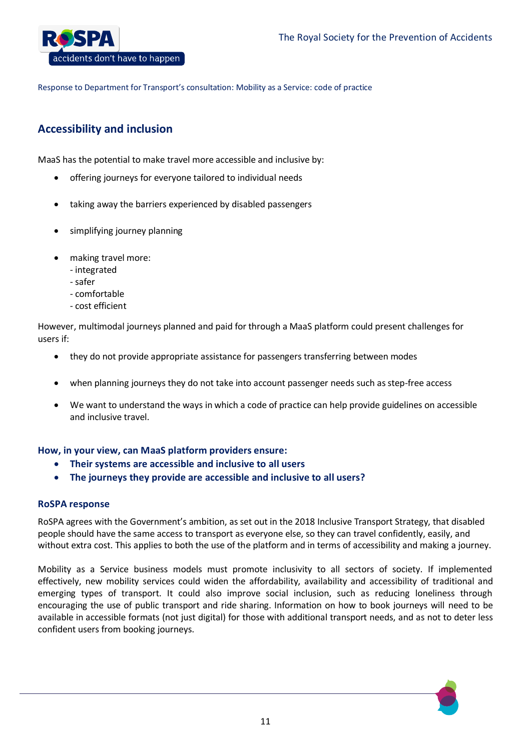## Accessibility and inclusion

MaaS has the potential to make travel more accessible and inclusive by:

- offering journeys for everyone tailored to individual needs
- taking away the barriers experienced by disabled passengers
- simplifying journey planning
- making travel more:
  - integrated
  - safer
  - comfortable
  - cost efficient

However, multimodal journeys planned and paid for through a MaaS platform could present challenges for users if:

- they do not provide appropriate assistance for passengers transferring between modes
- when planning journeys they do not take into account passenger needs such as step-free access
- We want to understand the ways in which a code of practice can help provide guidelines on accessible and inclusive travel.

### How, in your view, can MaaS platform providers ensure:

- **Their systems are accessible and inclusive to all users**
- **The journeys they provide are accessible and inclusive to all users?**

### RoSPA response

RoSPA agrees with the Government's ambition, as set out in the 2018 Inclusive Transport Strategy, that disabled people should have the same access to transport as everyone else, so they can travel confidently, easily, and without extra cost. This applies to both the use of the platform and in terms of accessibility and making a journey.

Mobility as a Service business models must promote inclusivity to all sectors of society. If implemented effectively, new mobility services could widen the affordability, availability and accessibility of traditional and emerging types of transport. It could also improve social inclusion, such as reducing loneliness through encouraging the use of public transport and ride sharing. Information on how to book journeys will need to be available in accessible formats (not just digital) for those with additional transport needs, and as not to deter less confident users from booking journeys.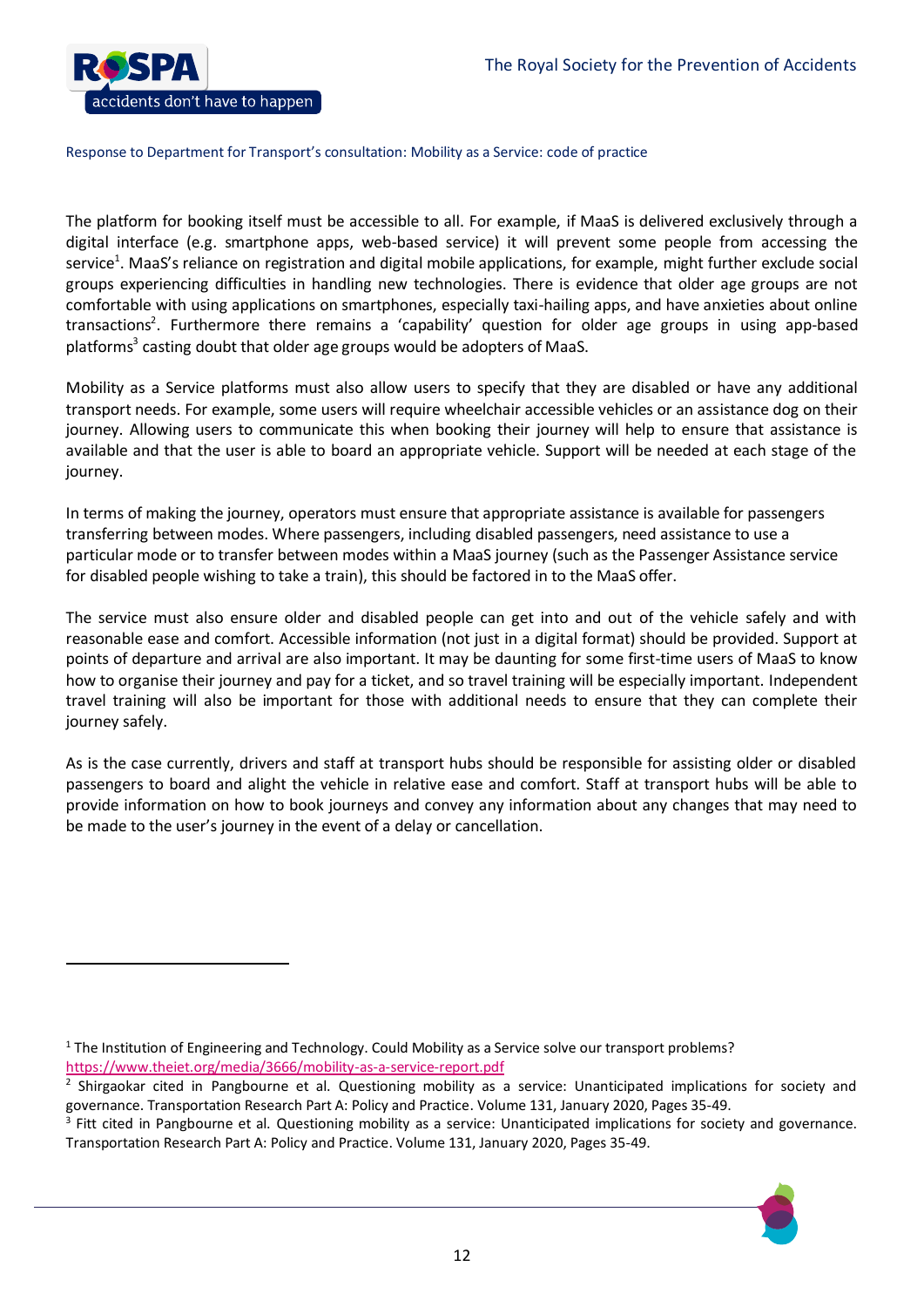The platform for booking itself must be accessible to all. For example, if MaaS is delivered exclusively through a digital interface (e.g. smartphone apps, web-based service) it will prevent some people from accessing the service[1]. MaaS's reliance on registration and digital mobile applications, for example, might further exclude social groups experiencing difficulties in handling new technologies. There is evidence that older age groups are not comfortable with using applications on smartphones, especially taxi-hailing apps, and have anxieties about online transactions[2]. Furthermore there remains a 'capability' question for older age groups in using app-based platforms[3] casting doubt that older age groups would be adopters of MaaS.

Mobility as a Service platforms must also allow users to specify that they are disabled or have any additional transport needs. For example, some users will require wheelchair accessible vehicles or an assistance dog on their journey. Allowing users to communicate this when booking their journey will help to ensure that assistance is available and that the user is able to board an appropriate vehicle. Support will be needed at each stage of the journey.

In terms of making the journey, operators must ensure that appropriate assistance is available for passengers transferring between modes. Where passengers, including disabled passengers, need assistance to use a particular mode or to transfer between modes within a MaaS journey (such as the Passenger Assistance service for disabled people wishing to take a train), this should be factored in to the MaaS offer.

The service must also ensure older and disabled people can get into and out of the vehicle safely and with reasonable ease and comfort. Accessible information (not just in a digital format) should be provided. Support at points of departure and arrival are also important. It may be daunting for some first-time users of MaaS to know how to organise their journey and pay for a ticket, and so travel training will be especially important. Independent travel training will also be important for those with additional needs to ensure that they can complete their journey safely.

As is the case currently, drivers and staff at transport hubs should be responsible for assisting older or disabled passengers to board and alight the vehicle in relative ease and comfort. Staff at transport hubs will be able to provide information on how to book journeys and convey any information about any changes that may need to be made to the user's journey in the event of a delay or cancellation.

---

[1] The Institution of Engineering and Technology. Could Mobility as a Service solve our transport problems? https://www.theiet.org/media/3666/mobility-as-a-service-report.pdf

[2] Shirgaokar cited in Pangbourne et al. Questioning mobility as a service: Unanticipated implications for society and governance. Transportation Research Part A: Policy and Practice. Volume 131, January 2020, Pages 35-49.

[3] Fitt cited in Pangbourne et al. Questioning mobility as a service: Unanticipated implications for society and governance. Transportation Research Part A: Policy and Practice. Volume 131, January 2020, Pages 35-49.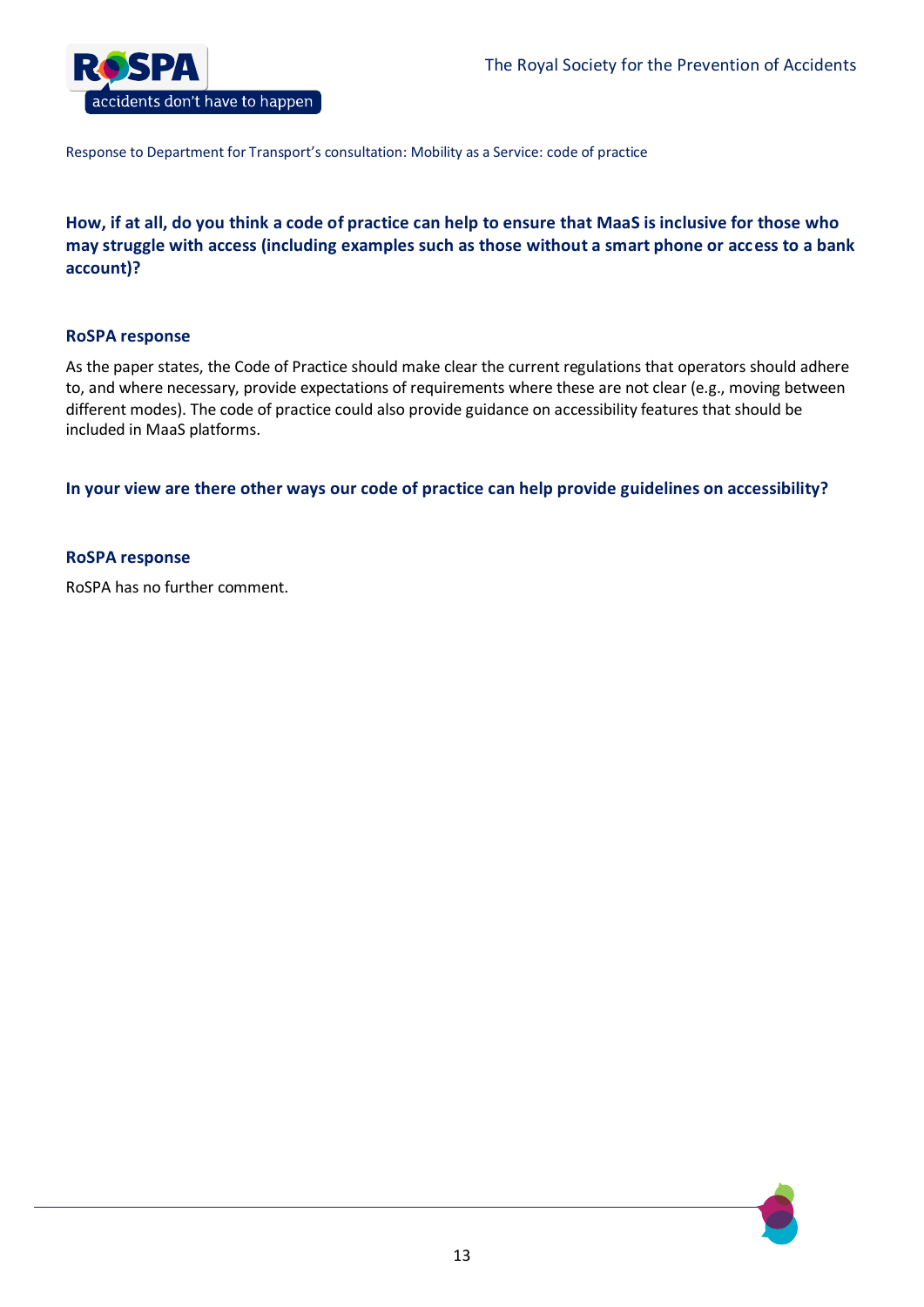**How, if at all, do you think a code of practice can help to ensure that MaaS is inclusive for those who may struggle with access (including examples such as those without a smart phone or access to a bank account)?**

**RoSPA response**

As the paper states, the Code of Practice should make clear the current regulations that operators should adhere to, and where necessary, provide expectations of requirements where these are not clear (e.g., moving between different modes). The code of practice could also provide guidance on accessibility features that should be included in MaaS platforms.

**In your view are there other ways our code of practice can help provide guidelines on accessibility?**

**RoSPA response**

RoSPA has no further comment.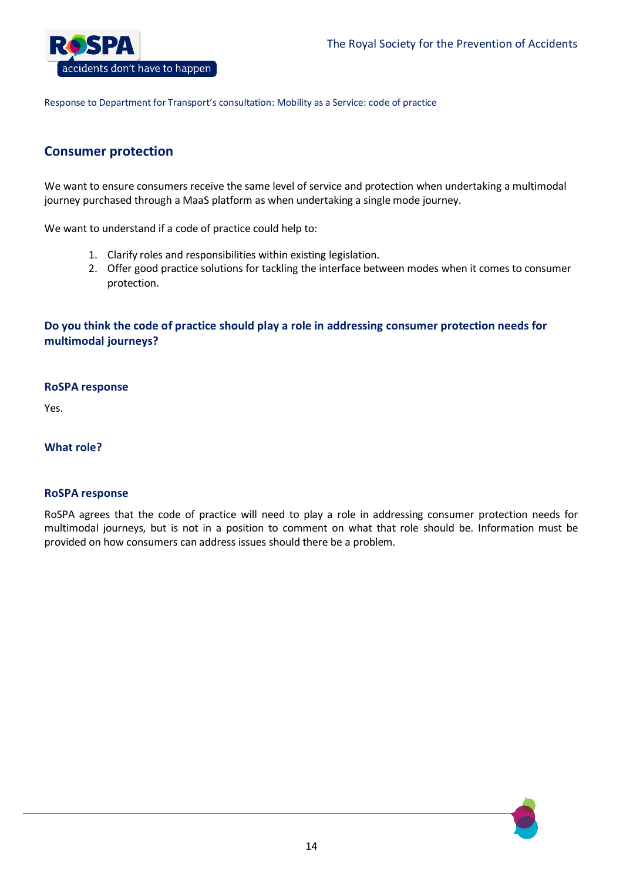## Consumer protection

We want to ensure consumers receive the same level of service and protection when undertaking a multimodal journey purchased through a MaaS platform as when undertaking a single mode journey.

We want to understand if a code of practice could help to:

1. Clarify roles and responsibilities within existing legislation.
2. Offer good practice solutions for tackling the interface between modes when it comes to consumer protection.

### Do you think the code of practice should play a role in addressing consumer protection needs for multimodal journeys?

#### RoSPA response

Yes.

### What role?

#### RoSPA response

RoSPA agrees that the code of practice will need to play a role in addressing consumer protection needs for multimodal journeys, but is not in a position to comment on what that role should be. Information must be provided on how consumers can address issues should there be a problem.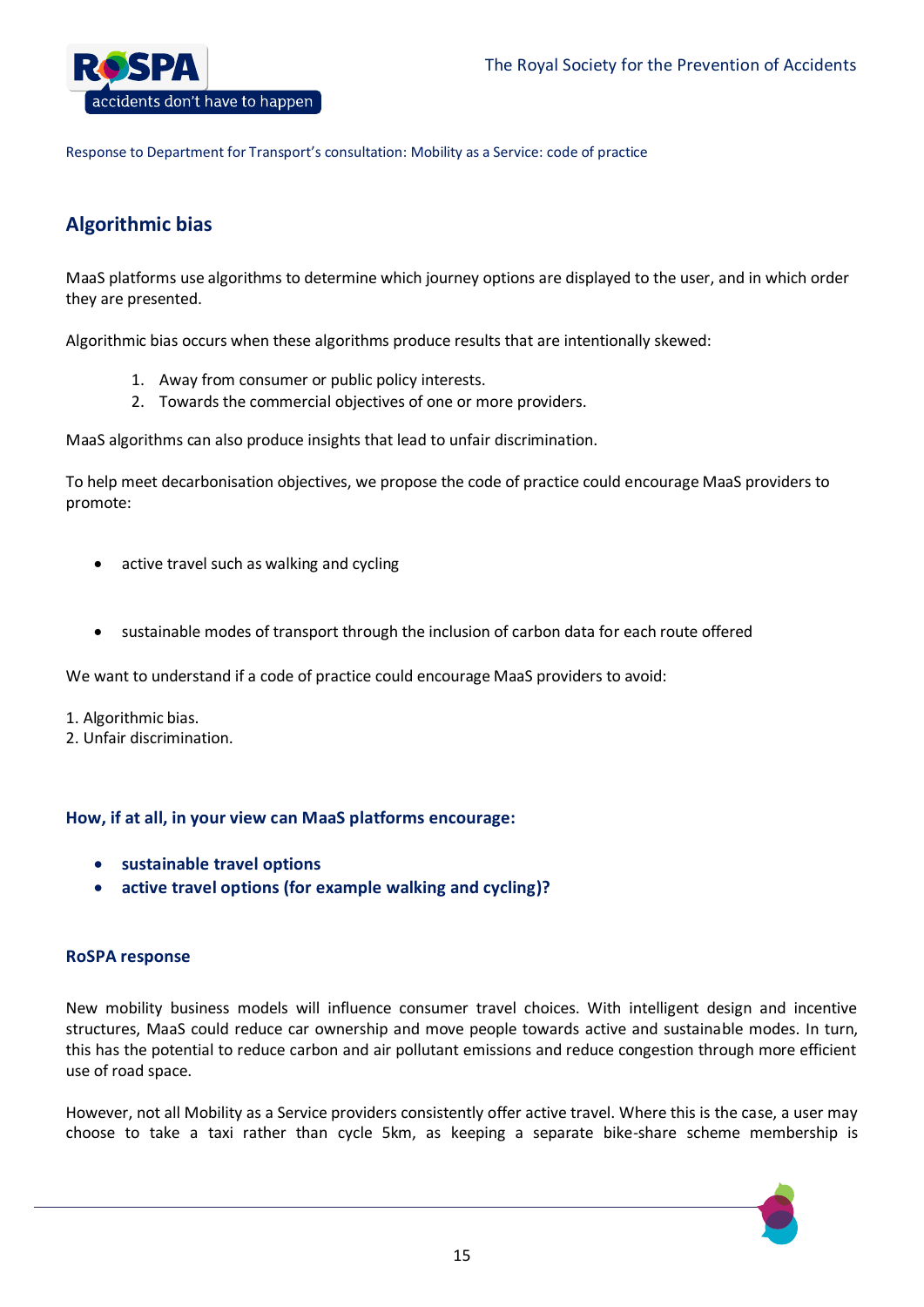## Algorithmic bias

MaaS platforms use algorithms to determine which journey options are displayed to the user, and in which order they are presented.

Algorithmic bias occurs when these algorithms produce results that are intentionally skewed:

1. Away from consumer or public policy interests.
2. Towards the commercial objectives of one or more providers.

MaaS algorithms can also produce insights that lead to unfair discrimination.

To help meet decarbonisation objectives, we propose the code of practice could encourage MaaS providers to promote:

- active travel such as walking and cycling
- sustainable modes of transport through the inclusion of carbon data for each route offered

We want to understand if a code of practice could encourage MaaS providers to avoid:

1. Algorithmic bias.
2. Unfair discrimination.

### How, if at all, in your view can MaaS platforms encourage:

- **sustainable travel options**
- **active travel options (for example walking and cycling)?**

#### RoSPA response

New mobility business models will influence consumer travel choices. With intelligent design and incentive structures, MaaS could reduce car ownership and move people towards active and sustainable modes. In turn, this has the potential to reduce carbon and air pollutant emissions and reduce congestion through more efficient use of road space.

However, not all Mobility as a Service providers consistently offer active travel. Where this is the case, a user may choose to take a taxi rather than cycle 5km, as keeping a separate bike-share scheme membership is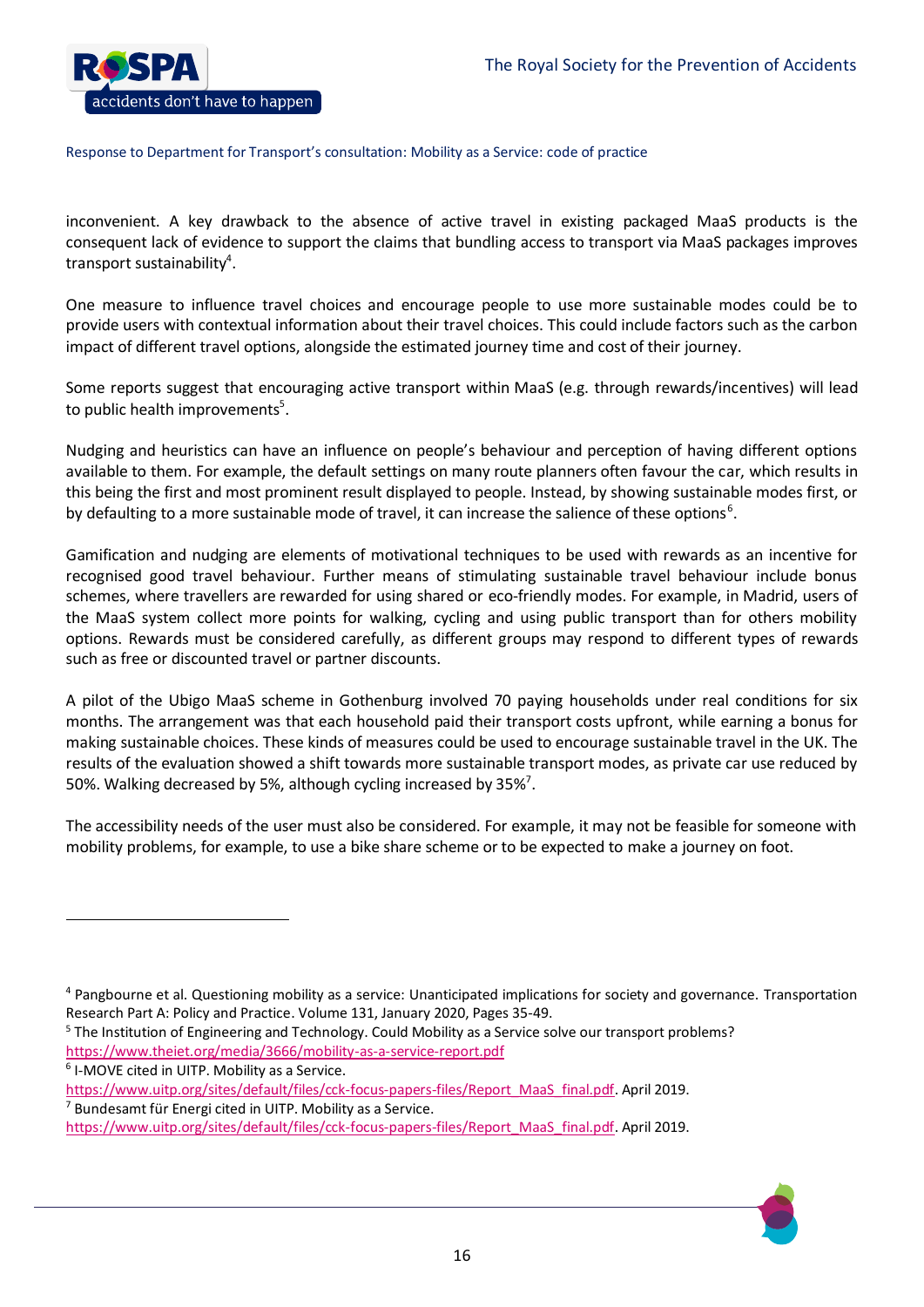inconvenient. A key drawback to the absence of active travel in existing packaged MaaS products is the consequent lack of evidence to support the claims that bundling access to transport via MaaS packages improves transport sustainability[4].

One measure to influence travel choices and encourage people to use more sustainable modes could be to provide users with contextual information about their travel choices. This could include factors such as the carbon impact of different travel options, alongside the estimated journey time and cost of their journey.

Some reports suggest that encouraging active transport within MaaS (e.g. through rewards/incentives) will lead to public health improvements[5].

Nudging and heuristics can have an influence on people's behaviour and perception of having different options available to them. For example, the default settings on many route planners often favour the car, which results in this being the first and most prominent result displayed to people. Instead, by showing sustainable modes first, or by defaulting to a more sustainable mode of travel, it can increase the salience of these options[6].

Gamification and nudging are elements of motivational techniques to be used with rewards as an incentive for recognised good travel behaviour. Further means of stimulating sustainable travel behaviour include bonus schemes, where travellers are rewarded for using shared or eco-friendly modes. For example, in Madrid, users of the MaaS system collect more points for walking, cycling and using public transport than for others mobility options. Rewards must be considered carefully, as different groups may respond to different types of rewards such as free or discounted travel or partner discounts.

A pilot of the Ubigo MaaS scheme in Gothenburg involved 70 paying households under real conditions for six months. The arrangement was that each household paid their transport costs upfront, while earning a bonus for making sustainable choices. These kinds of measures could be used to encourage sustainable travel in the UK. The results of the evaluation showed a shift towards more sustainable transport modes, as private car use reduced by 50%. Walking decreased by 5%, although cycling increased by 35%[7].

The accessibility needs of the user must also be considered. For example, it may not be feasible for someone with mobility problems, for example, to use a bike share scheme or to be expected to make a journey on foot.

---

[4] Pangbourne et al. Questioning mobility as a service: Unanticipated implications for society and governance. Transportation Research Part A: Policy and Practice. Volume 131, January 2020, Pages 35-49.

[5] The Institution of Engineering and Technology. Could Mobility as a Service solve our transport problems? https://www.theiet.org/media/3666/mobility-as-a-service-report.pdf

[6] I-MOVE cited in UITP. Mobility as a Service. https://www.uitp.org/sites/default/files/cck-focus-papers-files/Report_MaaS_final.pdf. April 2019.

[7] Bundesamt für Energi cited in UITP. Mobility as a Service. https://www.uitp.org/sites/default/files/cck-focus-papers-files/Report_MaaS_final.pdf. April 2019.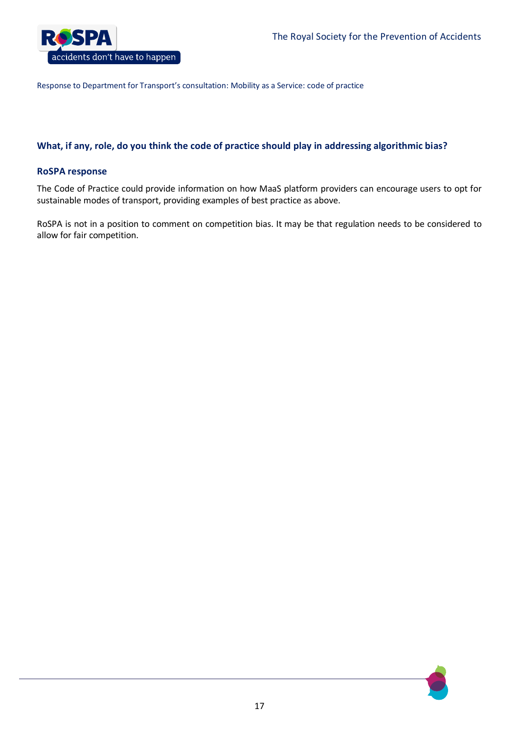### What, if any, role, do you think the code of practice should play in addressing algorithmic bias?

#### RoSPA response

The Code of Practice could provide information on how MaaS platform providers can encourage users to opt for sustainable modes of transport, providing examples of best practice as above.

RoSPA is not in a position to comment on competition bias. It may be that regulation needs to be considered to allow for fair competition.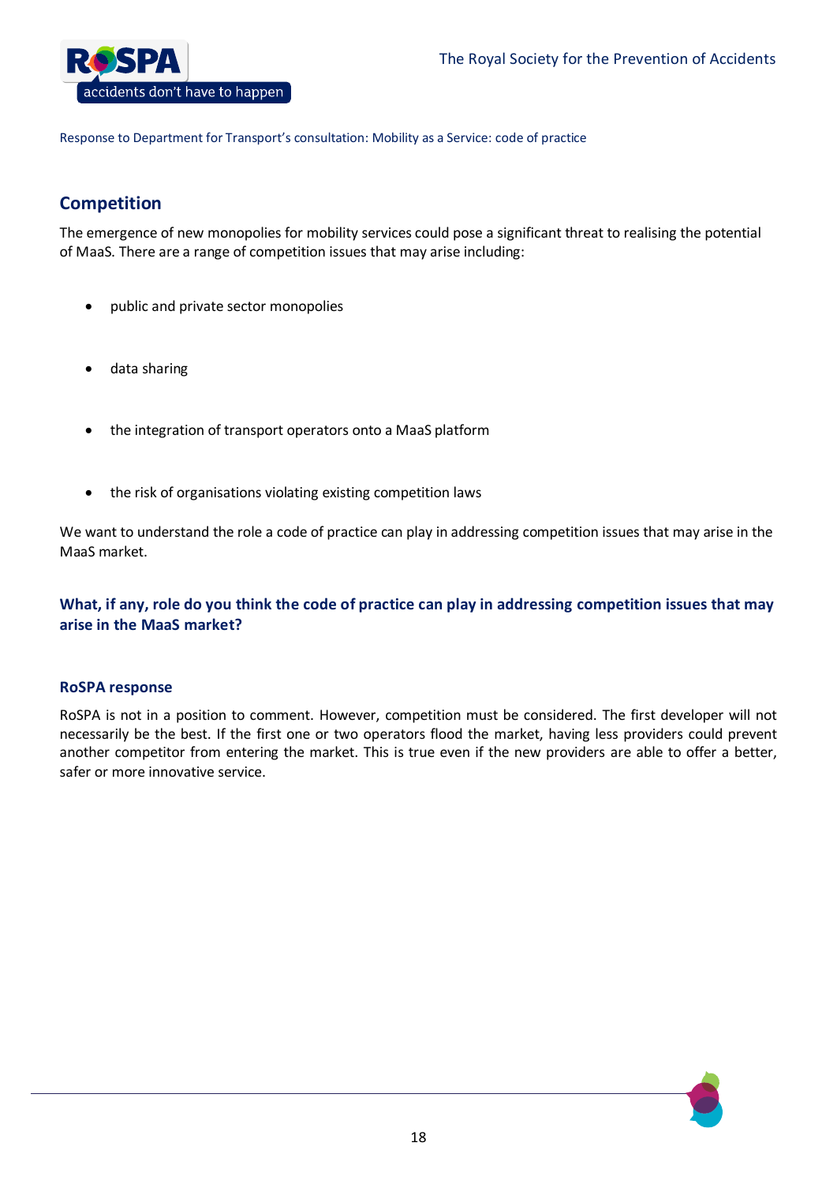## Competition

The emergence of new monopolies for mobility services could pose a significant threat to realising the potential of MaaS. There are a range of competition issues that may arise including:

- public and private sector monopolies
- data sharing
- the integration of transport operators onto a MaaS platform
- the risk of organisations violating existing competition laws

We want to understand the role a code of practice can play in addressing competition issues that may arise in the MaaS market.

### What, if any, role do you think the code of practice can play in addressing competition issues that may arise in the MaaS market?

#### RoSPA response

RoSPA is not in a position to comment. However, competition must be considered. The first developer will not necessarily be the best. If the first one or two operators flood the market, having less providers could prevent another competitor from entering the market. This is true even if the new providers are able to offer a better, safer or more innovative service.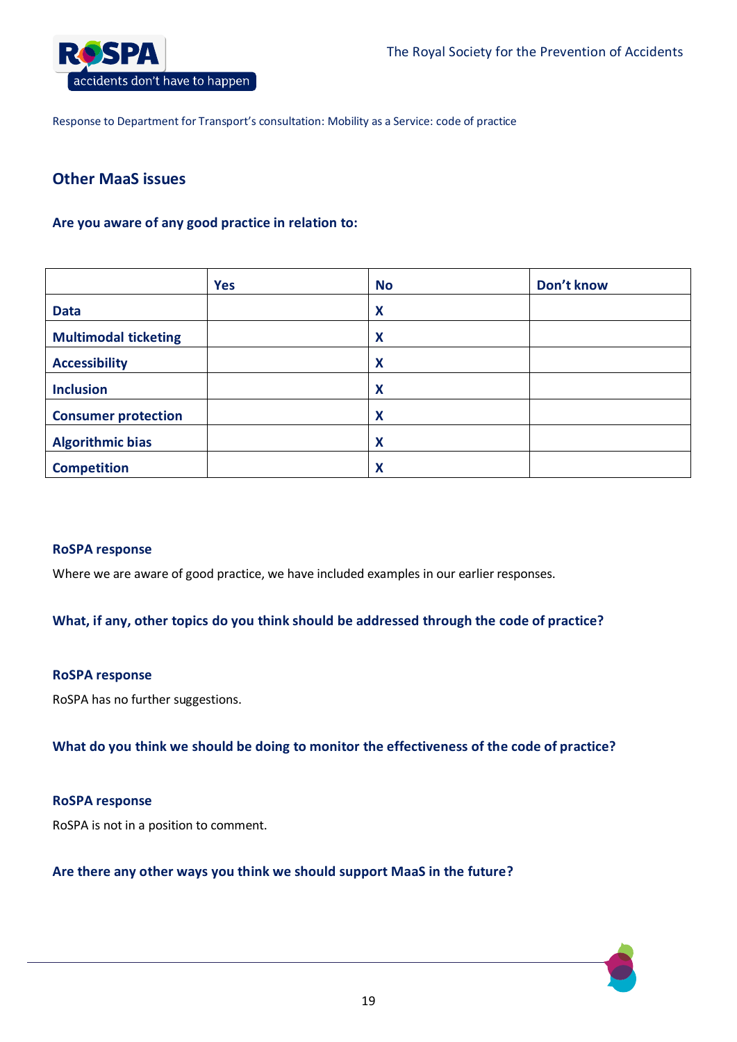Response to Department for Transport's consultation: Mobility as a Service: code of practice

## Other MaaS issues

### Are you aware of any good practice in relation to:

| | Yes | No | Don't know |
|---|---|---|---|
| **Data** | | **X** | |
| **Multimodal ticketing** | | **X** | |
| **Accessibility** | | **X** | |
| **Inclusion** | | **X** | |
| **Consumer protection** | | **X** | |
| **Algorithmic bias** | | **X** | |
| **Competition** | | **X** | |

**RoSPA response**

Where we are aware of good practice, we have included examples in our earlier responses.

### What, if any, other topics do you think should be addressed through the code of practice?

**RoSPA response**

RoSPA has no further suggestions.

### What do you think we should be doing to monitor the effectiveness of the code of practice?

**RoSPA response**

RoSPA is not in a position to comment.

### Are there any other ways you think we should support MaaS in the future?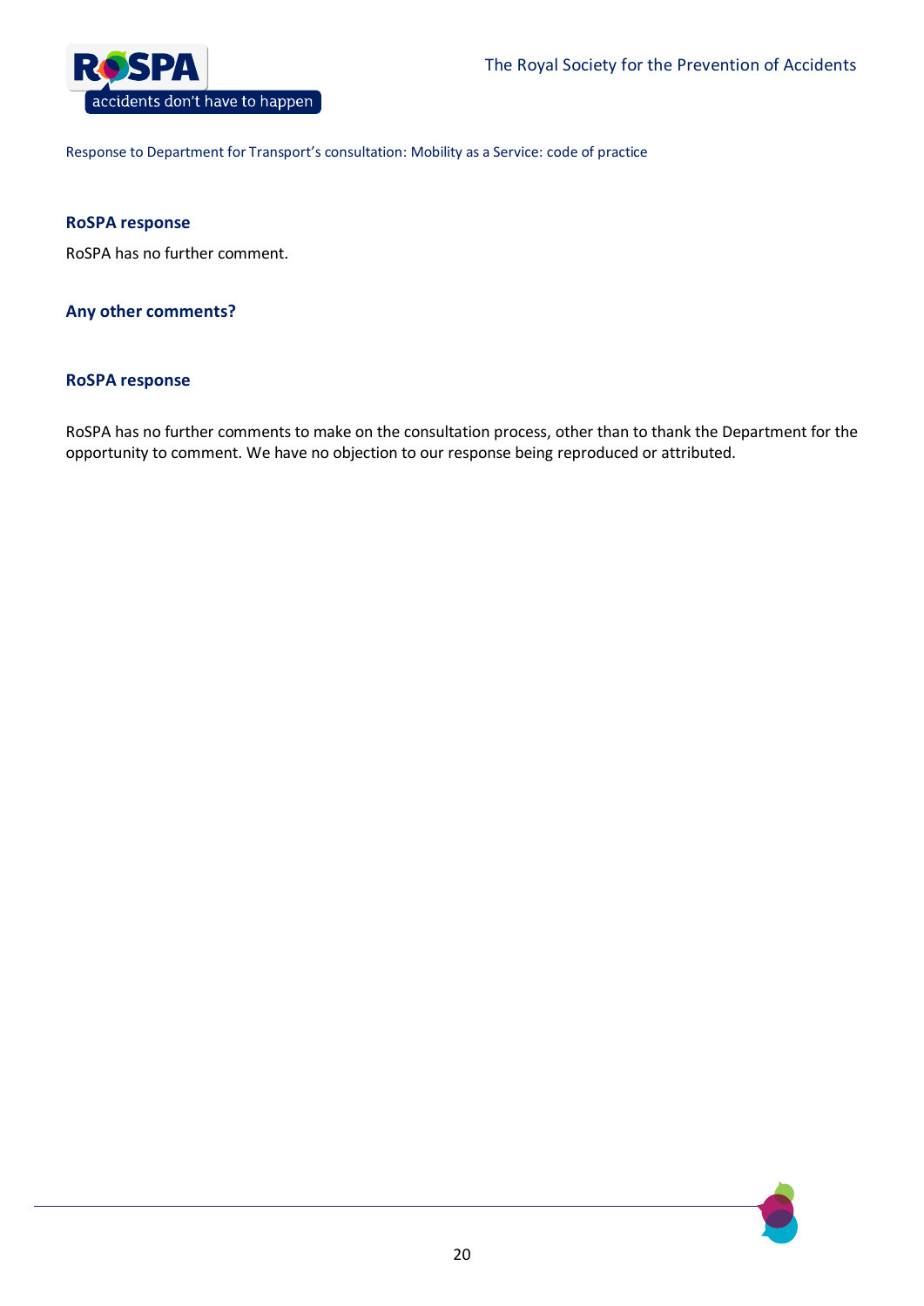**RoSPA response**

RoSPA has no further comment.

**Any other comments?**

**RoSPA response**

RoSPA has no further comments to make on the consultation process, other than to thank the Department for the opportunity to comment. We have no objection to our response being reproduced or attributed.